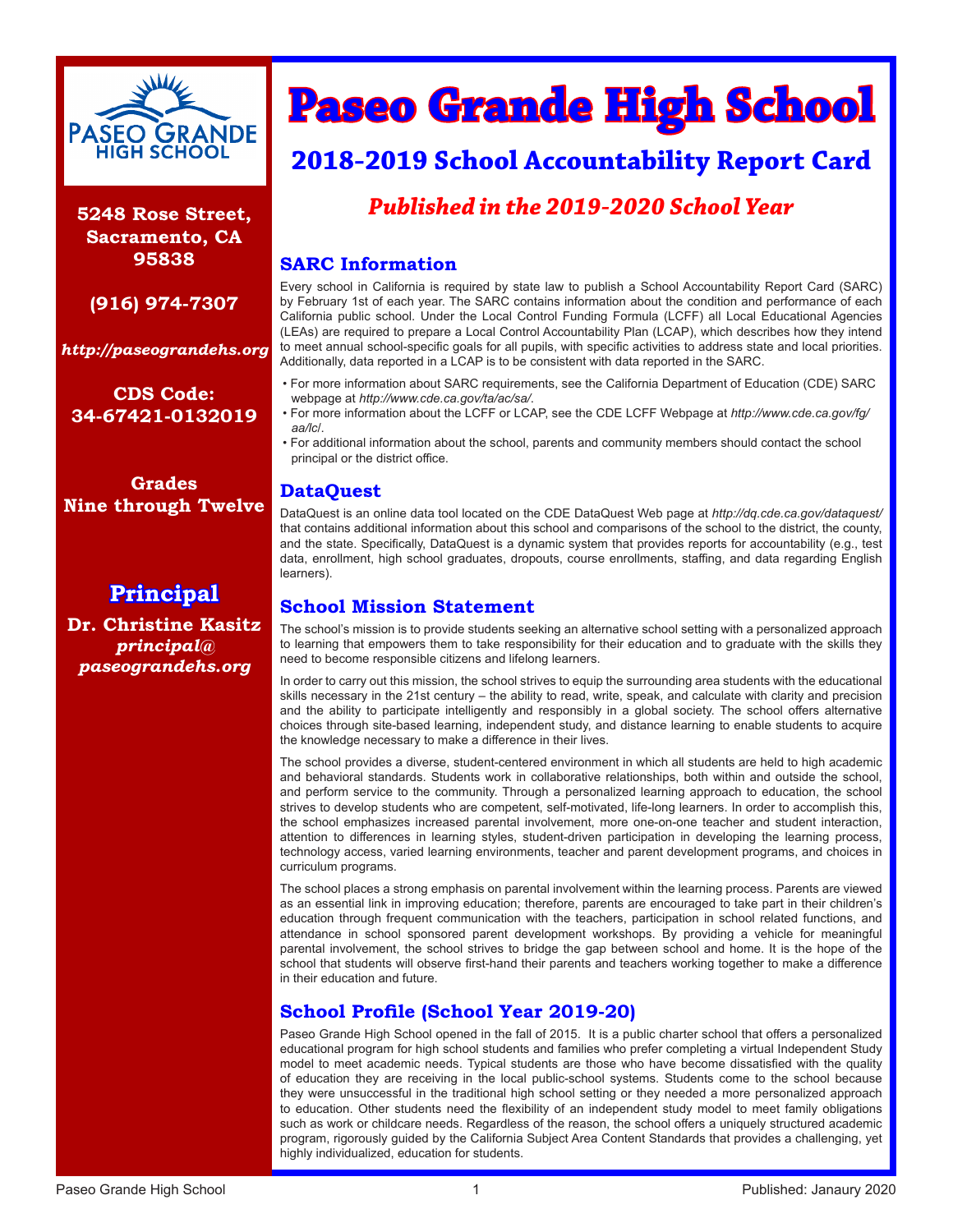# Paseo Grande High School

## 2018-2019 School Accountability Report Card

### *Published in the 2019-2020 School Year*

**5248 Rose Street, Sacramento, CA 95838**

**(916) 974-7307**

***http://paseograndehs.org***

**CDS Code: 34-67421-0132019**

**Grades Nine through Twelve**

**Principal**

**Dr. Christine Kasitz**
***principal@ paseograndehs.org***

### SARC Information

Every school in California is required by state law to publish a School Accountability Report Card (SARC) by February 1st of each year. The SARC contains information about the condition and performance of each California public school. Under the Local Control Funding Formula (LCFF) all Local Educational Agencies (LEAs) are required to prepare a Local Control Accountability Plan (LCAP), which describes how they intend to meet annual school-specific goals for all pupils, with specific activities to address state and local priorities. Additionally, data reported in a LCAP is to be consistent with data reported in the SARC.

- For more information about SARC requirements, see the California Department of Education (CDE) SARC webpage at *http://www.cde.ca.gov/ta/ac/sa/*.
- For more information about the LCFF or LCAP, see the CDE LCFF Webpage at *http://www.cde.ca.gov/fg/aa/lc/*.
- For additional information about the school, parents and community members should contact the school principal or the district office.

### DataQuest

DataQuest is an online data tool located on the CDE DataQuest Web page at *http://dq.cde.ca.gov/dataquest/* that contains additional information about this school and comparisons of the school to the district, the county, and the state. Specifically, DataQuest is a dynamic system that provides reports for accountability (e.g., test data, enrollment, high school graduates, dropouts, course enrollments, staffing, and data regarding English learners).

### School Mission Statement

The school's mission is to provide students seeking an alternative school setting with a personalized approach to learning that empowers them to take responsibility for their education and to graduate with the skills they need to become responsible citizens and lifelong learners.

In order to carry out this mission, the school strives to equip the surrounding area students with the educational skills necessary in the 21st century – the ability to read, write, speak, and calculate with clarity and precision and the ability to participate intelligently and responsibly in a global society. The school offers alternative choices through site-based learning, independent study, and distance learning to enable students to acquire the knowledge necessary to make a difference in their lives.

The school provides a diverse, student-centered environment in which all students are held to high academic and behavioral standards. Students work in collaborative relationships, both within and outside the school, and perform service to the community. Through a personalized learning approach to education, the school strives to develop students who are competent, self-motivated, life-long learners. In order to accomplish this, the school emphasizes increased parental involvement, more one-on-one teacher and student interaction, attention to differences in learning styles, student-driven participation in developing the learning process, technology access, varied learning environments, teacher and parent development programs, and choices in curriculum programs.

The school places a strong emphasis on parental involvement within the learning process. Parents are viewed as an essential link in improving education; therefore, parents are encouraged to take part in their children's education through frequent communication with the teachers, participation in school related functions, and attendance in school sponsored parent development workshops. By providing a vehicle for meaningful parental involvement, the school strives to bridge the gap between school and home. It is the hope of the school that students will observe first-hand their parents and teachers working together to make a difference in their education and future.

### School Profile (School Year 2019-20)

Paseo Grande High School opened in the fall of 2015. It is a public charter school that offers a personalized educational program for high school students and families who prefer completing a virtual Independent Study model to meet academic needs. Typical students are those who have become dissatisfied with the quality of education they are receiving in the local public-school systems. Students come to the school because they were unsuccessful in the traditional high school setting or they needed a more personalized approach to education. Other students need the flexibility of an independent study model to meet family obligations such as work or childcare needs. Regardless of the reason, the school offers a uniquely structured academic program, rigorously guided by the California Subject Area Content Standards that provides a challenging, yet highly individualized, education for students.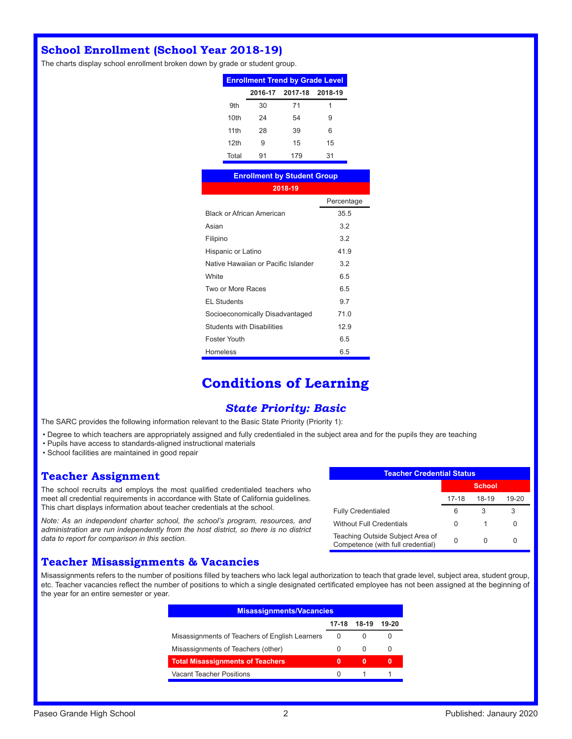## School Enrollment (School Year 2018-19)

The charts display school enrollment broken down by grade or student group.

**Enrollment Trend by Grade Level**

| | 2016-17 | 2017-18 | 2018-19 |
|---|---|---|---|
| 9th | 30 | 71 | 1 |
| 10th | 24 | 54 | 9 |
| 11th | 28 | 39 | 6 |
| 12th | 9 | 15 | 15 |
| Total | 91 | 179 | 31 |

**Enrollment by Student Group**

**2018-19**

| | Percentage |
|---|---|
| Black or African American | 35.5 |
| Asian | 3.2 |
| Filipino | 3.2 |
| Hispanic or Latino | 41.9 |
| Native Hawaiian or Pacific Islander | 3.2 |
| White | 6.5 |
| Two or More Races | 6.5 |
| EL Students | 9.7 |
| Socioeconomically Disadvantaged | 71.0 |
| Students with Disabilities | 12.9 |
| Foster Youth | 6.5 |
| Homeless | 6.5 |

# Conditions of Learning

### *State Priority: Basic*

The SARC provides the following information relevant to the Basic State Priority (Priority 1):

- Degree to which teachers are appropriately assigned and fully credentialed in the subject area and for the pupils they are teaching
- Pupils have access to standards-aligned instructional materials
- School facilities are maintained in good repair

## Teacher Assignment

The school recruits and employs the most qualified credentialed teachers who meet all credential requirements in accordance with State of California guidelines. This chart displays information about teacher credentials at the school.

*Note: As an independent charter school, the school's program, resources, and administration are run independently from the host district, so there is no district data to report for comparison in this section.*

**Teacher Credential Status**

| | School | | |
|---|---|---|---|
| | 17-18 | 18-19 | 19-20 |
| Fully Credentialed | 6 | 3 | 3 |
| Without Full Credentials | 0 | 1 | 0 |
| Teaching Outside Subject Area of Competence (with full credential) | 0 | 0 | 0 |

## Teacher Misassignments & Vacancies

Misassignments refers to the number of positions filled by teachers who lack legal authorization to teach that grade level, subject area, student group, etc. Teacher vacancies reflect the number of positions to which a single designated certificated employee has not been assigned at the beginning of the year for an entire semester or year.

**Misassignments/Vacancies**

| | 17-18 | 18-19 | 19-20 |
|---|---|---|---|
| Misassignments of Teachers of English Learners | 0 | 0 | 0 |
| Misassignments of Teachers (other) | 0 | 0 | 0 |
| **Total Misassignments of Teachers** | **0** | **0** | **0** |
| Vacant Teacher Positions | 0 | 1 | 1 |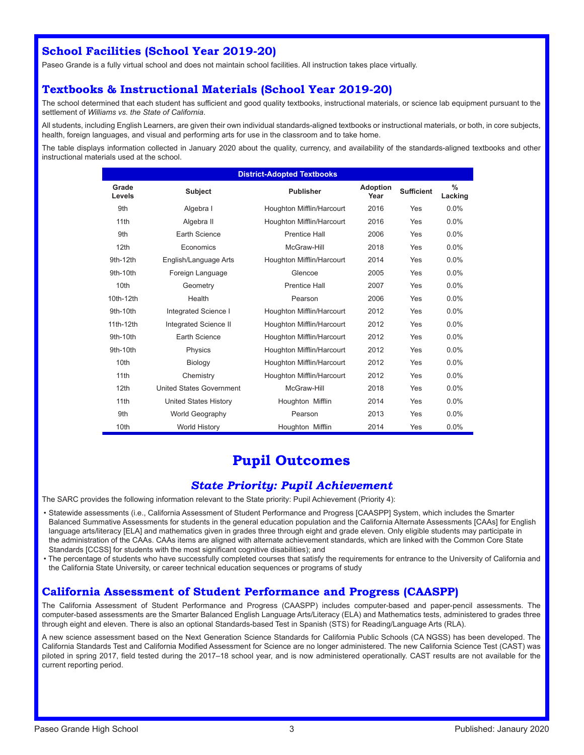## School Facilities (School Year 2019-20)

Paseo Grande is a fully virtual school and does not maintain school facilities. All instruction takes place virtually.

## Textbooks & Instructional Materials (School Year 2019-20)

The school determined that each student has sufficient and good quality textbooks, instructional materials, or science lab equipment pursuant to the settlement of *Williams vs. the State of California*.

All students, including English Learners, are given their own individual standards-aligned textbooks or instructional materials, or both, in core subjects, health, foreign languages, and visual and performing arts for use in the classroom and to take home.

The table displays information collected in January 2020 about the quality, currency, and availability of the standards-aligned textbooks and other instructional materials used at the school.

| District-Adopted Textbooks | | | | | |
|---|---|---|---|---|---|
| **Grade Levels** | **Subject** | **Publisher** | **Adoption Year** | **Sufficient** | **% Lacking** |
| 9th | Algebra I | Houghton Mifflin/Harcourt | 2016 | Yes | 0.0% |
| 11th | Algebra II | Houghton Mifflin/Harcourt | 2016 | Yes | 0.0% |
| 9th | Earth Science | Prentice Hall | 2006 | Yes | 0.0% |
| 12th | Economics | McGraw-Hill | 2018 | Yes | 0.0% |
| 9th-12th | English/Language Arts | Houghton Mifflin/Harcourt | 2014 | Yes | 0.0% |
| 9th-10th | Foreign Language | Glencoe | 2005 | Yes | 0.0% |
| 10th | Geometry | Prentice Hall | 2007 | Yes | 0.0% |
| 10th-12th | Health | Pearson | 2006 | Yes | 0.0% |
| 9th-10th | Integrated Science I | Houghton Mifflin/Harcourt | 2012 | Yes | 0.0% |
| 11th-12th | Integrated Science II | Houghton Mifflin/Harcourt | 2012 | Yes | 0.0% |
| 9th-10th | Earth Science | Houghton Mifflin/Harcourt | 2012 | Yes | 0.0% |
| 9th-10th | Physics | Houghton Mifflin/Harcourt | 2012 | Yes | 0.0% |
| 10th | Biology | Houghton Mifflin/Harcourt | 2012 | Yes | 0.0% |
| 11th | Chemistry | Houghton Mifflin/Harcourt | 2012 | Yes | 0.0% |
| 12th | United States Government | McGraw-Hill | 2018 | Yes | 0.0% |
| 11th | United States History | Houghton Mifflin | 2014 | Yes | 0.0% |
| 9th | World Geography | Pearson | 2013 | Yes | 0.0% |
| 10th | World History | Houghton Mifflin | 2014 | Yes | 0.0% |

# Pupil Outcomes

### *State Priority: Pupil Achievement*

The SARC provides the following information relevant to the State priority: Pupil Achievement (Priority 4):

- Statewide assessments (i.e., California Assessment of Student Performance and Progress [CAASPP] System, which includes the Smarter Balanced Summative Assessments for students in the general education population and the California Alternate Assessments [CAAs] for English language arts/literacy [ELA] and mathematics given in grades three through eight and grade eleven. Only eligible students may participate in the administration of the CAAs. CAAs items are aligned with alternate achievement standards, which are linked with the Common Core State Standards [CCSS] for students with the most significant cognitive disabilities); and
- The percentage of students who have successfully completed courses that satisfy the requirements for entrance to the University of California and the California State University, or career technical education sequences or programs of study

## California Assessment of Student Performance and Progress (CAASPP)

The California Assessment of Student Performance and Progress (CAASPP) includes computer-based and paper-pencil assessments. The computer-based assessments are the Smarter Balanced English Language Arts/Literacy (ELA) and Mathematics tests, administered to grades three through eight and eleven. There is also an optional Standards-based Test in Spanish (STS) for Reading/Language Arts (RLA).

A new science assessment based on the Next Generation Science Standards for California Public Schools (CA NGSS) has been developed. The California Standards Test and California Modified Assessment for Science are no longer administered. The new California Science Test (CAST) was piloted in spring 2017, field tested during the 2017–18 school year, and is now administered operationally. CAST results are not available for the current reporting period.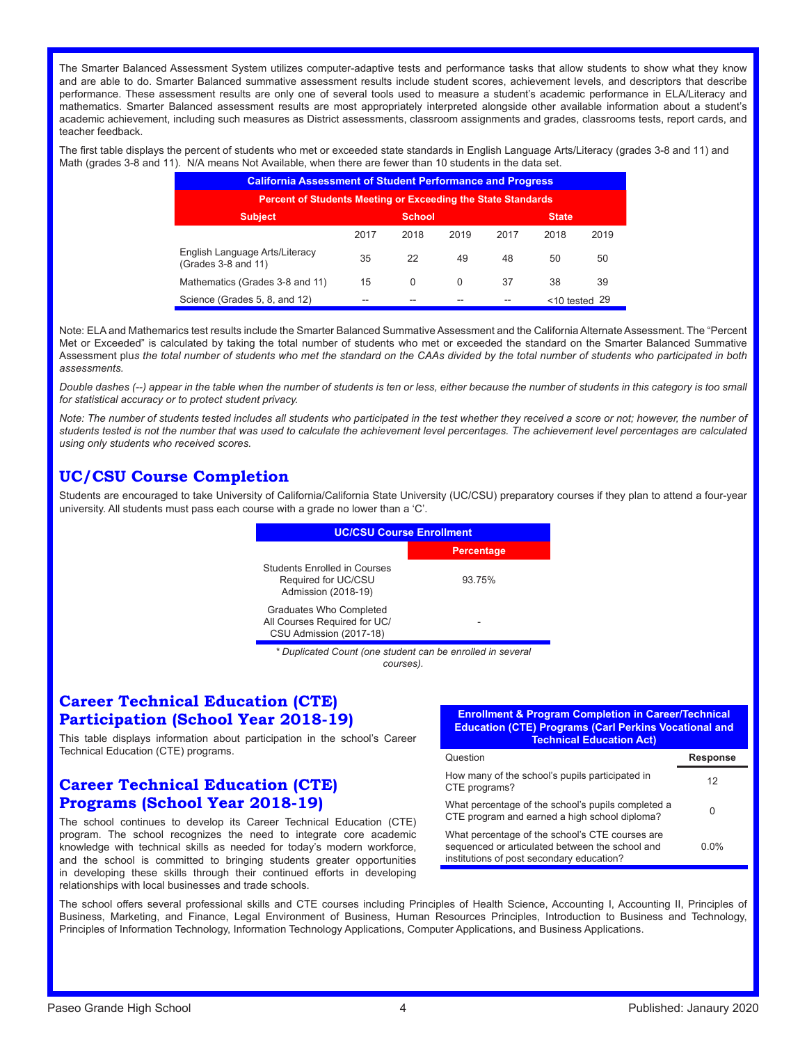The Smarter Balanced Assessment System utilizes computer-adaptive tests and performance tasks that allow students to show what they know and are able to do. Smarter Balanced summative assessment results include student scores, achievement levels, and descriptors that describe performance. These assessment results are only one of several tools used to measure a student's academic performance in ELA/Literacy and mathematics. Smarter Balanced assessment results are most appropriately interpreted alongside other available information about a student's academic achievement, including such measures as District assessments, classroom assignments and grades, classrooms tests, report cards, and teacher feedback.

The first table displays the percent of students who met or exceeded state standards in English Language Arts/Literacy (grades 3-8 and 11) and Math (grades 3-8 and 11). N/A means Not Available, when there are fewer than 10 students in the data set.

| California Assessment of Student Performance and Progress | | | | | | |
|---|---|---|---|---|---|---|
| **Percent of Students Meeting or Exceeding the State Standards** | | | | | | |
| **Subject** | **School** | | | **State** | | |
| | 2017 | 2018 | 2019 | 2017 | 2018 | 2019 |
| English Language Arts/Literacy (Grades 3-8 and 11) | 35 | 22 | 49 | 48 | 50 | 50 |
| Mathematics (Grades 3-8 and 11) | 15 | 0 | 0 | 37 | 38 | 39 |
| Science (Grades 5, 8, and 12) | -- | -- | -- | -- | <10 tested | 29 |

Note: ELA and Mathemarics test results include the Smarter Balanced Summative Assessment and the California Alternate Assessment. The "Percent Met or Exceeded" is calculated by taking the total number of students who met or exceeded the standard on the Smarter Balanced Summative Assessment plu*s the total number of students who met the standard on the CAAs divided by the total number of students who participated in both assessments.*

*Double dashes (--) appear in the table when the number of students is ten or less, either because the number of students in this category is too small for statistical accuracy or to protect student privacy.*

*Note: The number of students tested includes all students who participated in the test whether they received a score or not; however, the number of students tested is not the number that was used to calculate the achievement level percentages. The achievement level percentages are calculated using only students who received scores.*

## UC/CSU Course Completion

Students are encouraged to take University of California/California State University (UC/CSU) preparatory courses if they plan to attend a four-year university. All students must pass each course with a grade no lower than a 'C'.

| UC/CSU Course Enrollment | |
|---|---|
| | **Percentage** |
| Students Enrolled in Courses Required for UC/CSU Admission (2018-19) | 93.75% |
| Graduates Who Completed All Courses Required for UC/CSU Admission (2017-18) | - |

*\* Duplicated Count (one student can be enrolled in several courses).*

## Career Technical Education (CTE) Participation (School Year 2018-19)

This table displays information about participation in the school's Career Technical Education (CTE) programs.

| Enrollment & Program Completion in Career/Technical Education (CTE) Programs (Carl Perkins Vocational and Technical Education Act) | |
|---|---|
| Question | **Response** |
| How many of the school's pupils participated in CTE programs? | 12 |
| What percentage of the school's pupils completed a CTE program and earned a high school diploma? | 0 |
| What percentage of the school's CTE courses are sequenced or articulated between the school and institutions of post secondary education? | 0.0% |

## Career Technical Education (CTE) Programs (School Year 2018-19)

The school continues to develop its Career Technical Education (CTE) program. The school recognizes the need to integrate core academic knowledge with technical skills as needed for today's modern workforce, and the school is committed to bringing students greater opportunities in developing these skills through their continued efforts in developing relationships with local businesses and trade schools.

The school offers several professional skills and CTE courses including Principles of Health Science, Accounting I, Accounting II, Principles of Business, Marketing, and Finance, Legal Environment of Business, Human Resources Principles, Introduction to Business and Technology, Principles of Information Technology, Information Technology Applications, Computer Applications, and Business Applications.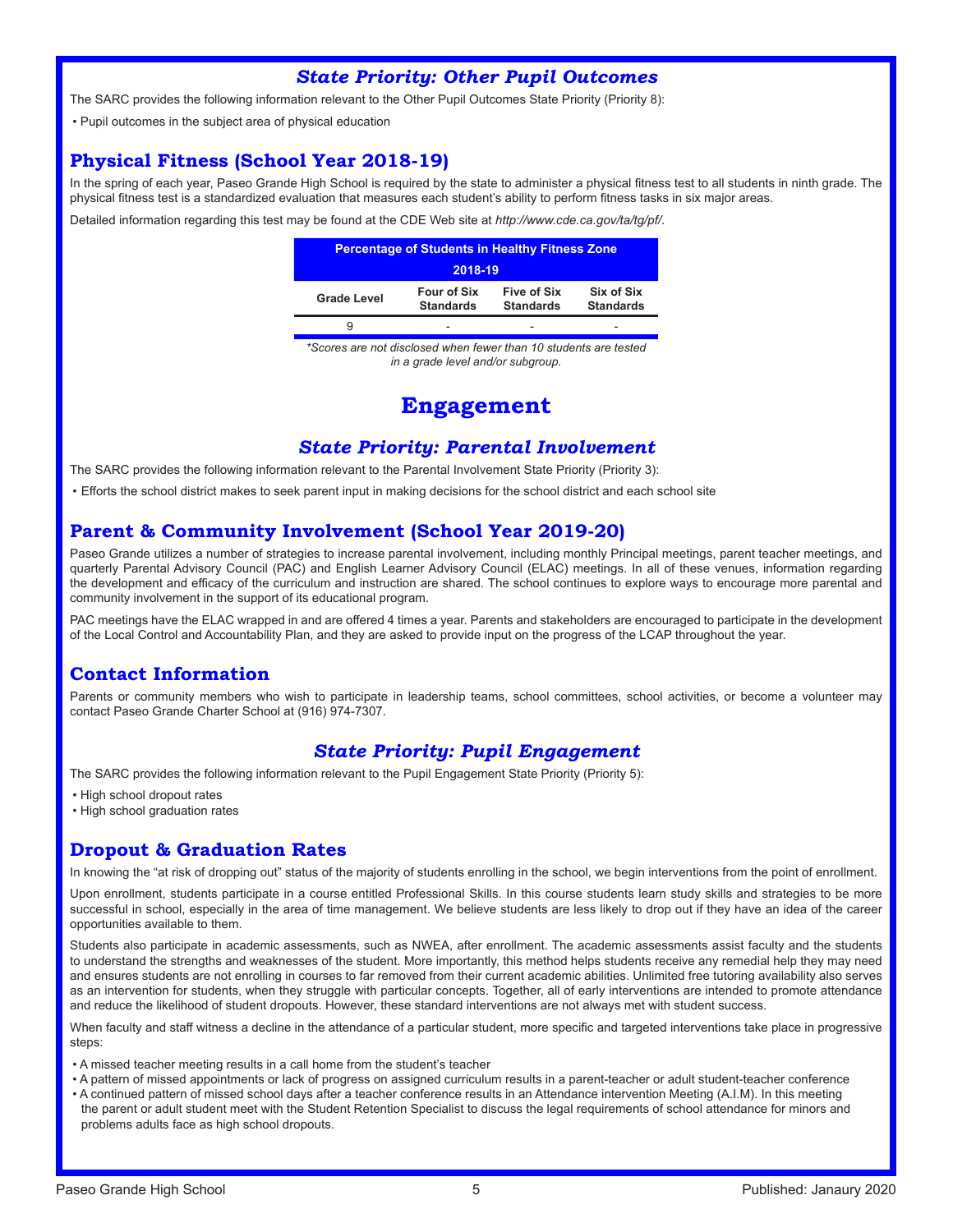## *State Priority: Other Pupil Outcomes*

The SARC provides the following information relevant to the Other Pupil Outcomes State Priority (Priority 8):

• Pupil outcomes in the subject area of physical education

## Physical Fitness (School Year 2018-19)

In the spring of each year, Paseo Grande High School is required by the state to administer a physical fitness test to all students in ninth grade. The physical fitness test is a standardized evaluation that measures each student's ability to perform fitness tasks in six major areas.

Detailed information regarding this test may be found at the CDE Web site at *http://www.cde.ca.gov/ta/tg/pf/*.

| Percentage of Students in Healthy Fitness Zone 2018-19 | | | |
|---|---|---|---|
| **Grade Level** | **Four of Six Standards** | **Five of Six Standards** | **Six of Six Standards** |
| 9 | - | - | - |

*\*Scores are not disclosed when fewer than 10 students are tested in a grade level and/or subgroup.*

# Engagement

## *State Priority: Parental Involvement*

The SARC provides the following information relevant to the Parental Involvement State Priority (Priority 3):

• Efforts the school district makes to seek parent input in making decisions for the school district and each school site

## Parent & Community Involvement (School Year 2019-20)

Paseo Grande utilizes a number of strategies to increase parental involvement, including monthly Principal meetings, parent teacher meetings, and quarterly Parental Advisory Council (PAC) and English Learner Advisory Council (ELAC) meetings. In all of these venues, information regarding the development and efficacy of the curriculum and instruction are shared. The school continues to explore ways to encourage more parental and community involvement in the support of its educational program.

PAC meetings have the ELAC wrapped in and are offered 4 times a year. Parents and stakeholders are encouraged to participate in the development of the Local Control and Accountability Plan, and they are asked to provide input on the progress of the LCAP throughout the year.

## Contact Information

Parents or community members who wish to participate in leadership teams, school committees, school activities, or become a volunteer may contact Paseo Grande Charter School at (916) 974-7307.

## *State Priority: Pupil Engagement*

The SARC provides the following information relevant to the Pupil Engagement State Priority (Priority 5):

• High school dropout rates
• High school graduation rates

## Dropout & Graduation Rates

In knowing the "at risk of dropping out" status of the majority of students enrolling in the school, we begin interventions from the point of enrollment.

Upon enrollment, students participate in a course entitled Professional Skills. In this course students learn study skills and strategies to be more successful in school, especially in the area of time management. We believe students are less likely to drop out if they have an idea of the career opportunities available to them.

Students also participate in academic assessments, such as NWEA, after enrollment. The academic assessments assist faculty and the students to understand the strengths and weaknesses of the student. More importantly, this method helps students receive any remedial help they may need and ensures students are not enrolling in courses to far removed from their current academic abilities. Unlimited free tutoring availability also serves as an intervention for students, when they struggle with particular concepts. Together, all of early interventions are intended to promote attendance and reduce the likelihood of student dropouts. However, these standard interventions are not always met with student success.

When faculty and staff witness a decline in the attendance of a particular student, more specific and targeted interventions take place in progressive steps:

• A missed teacher meeting results in a call home from the student's teacher
• A pattern of missed appointments or lack of progress on assigned curriculum results in a parent-teacher or adult student-teacher conference
• A continued pattern of missed school days after a teacher conference results in an Attendance intervention Meeting (A.I.M). In this meeting the parent or adult student meet with the Student Retention Specialist to discuss the legal requirements of school attendance for minors and problems adults face as high school dropouts.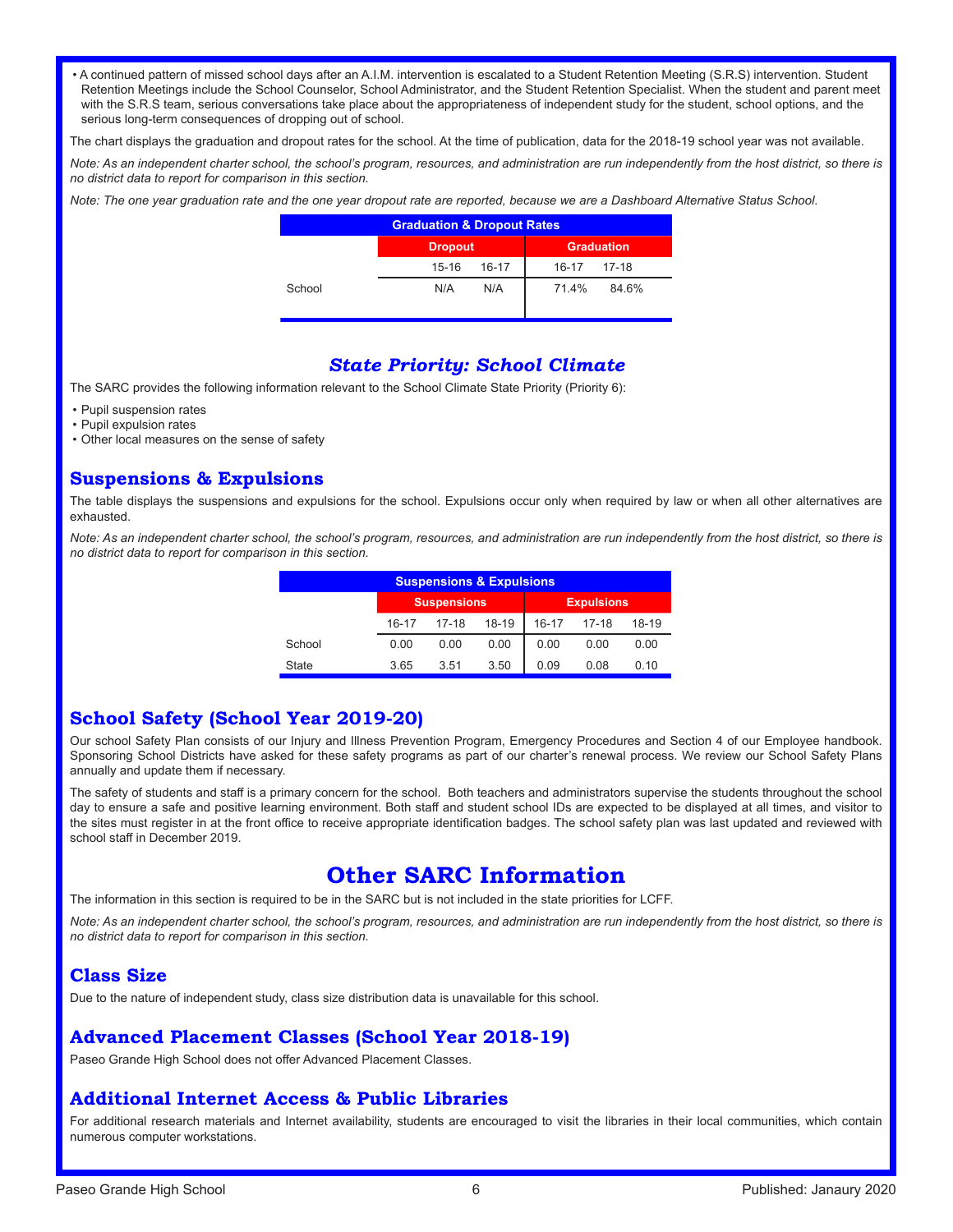- A continued pattern of missed school days after an A.I.M. intervention is escalated to a Student Retention Meeting (S.R.S) intervention. Student Retention Meetings include the School Counselor, School Administrator, and the Student Retention Specialist. When the student and parent meet with the S.R.S team, serious conversations take place about the appropriateness of independent study for the student, school options, and the serious long-term consequences of dropping out of school.

The chart displays the graduation and dropout rates for the school. At the time of publication, data for the 2018-19 school year was not available.

*Note: As an independent charter school, the school's program, resources, and administration are run independently from the host district, so there is no district data to report for comparison in this section.*

*Note: The one year graduation rate and the one year dropout rate are reported, because we are a Dashboard Alternative Status School.*

| Graduation & Dropout Rates | | | | |
|---|---|---|---|---|
| | Dropout | | Graduation | |
| | 15-16 | 16-17 | 16-17 | 17-18 |
| School | N/A | N/A | 71.4% | 84.6% |

## State Priority: School Climate

The SARC provides the following information relevant to the School Climate State Priority (Priority 6):

- Pupil suspension rates
- Pupil expulsion rates
- Other local measures on the sense of safety

## Suspensions & Expulsions

The table displays the suspensions and expulsions for the school. Expulsions occur only when required by law or when all other alternatives are exhausted.

*Note: As an independent charter school, the school's program, resources, and administration are run independently from the host district, so there is no district data to report for comparison in this section.*

| Suspensions & Expulsions | | | | | | |
|---|---|---|---|---|---|---|
| | Suspensions | | | Expulsions | | |
| | 16-17 | 17-18 | 18-19 | 16-17 | 17-18 | 18-19 |
| School | 0.00 | 0.00 | 0.00 | 0.00 | 0.00 | 0.00 |
| State | 3.65 | 3.51 | 3.50 | 0.09 | 0.08 | 0.10 |

## School Safety (School Year 2019-20)

Our school Safety Plan consists of our Injury and Illness Prevention Program, Emergency Procedures and Section 4 of our Employee handbook. Sponsoring School Districts have asked for these safety programs as part of our charter's renewal process. We review our School Safety Plans annually and update them if necessary.

The safety of students and staff is a primary concern for the school. Both teachers and administrators supervise the students throughout the school day to ensure a safe and positive learning environment. Both staff and student school IDs are expected to be displayed at all times, and visitor to the sites must register in at the front office to receive appropriate identification badges. The school safety plan was last updated and reviewed with school staff in December 2019.

# Other SARC Information

The information in this section is required to be in the SARC but is not included in the state priorities for LCFF.

*Note: As an independent charter school, the school's program, resources, and administration are run independently from the host district, so there is no district data to report for comparison in this section.*

## Class Size

Due to the nature of independent study, class size distribution data is unavailable for this school.

## Advanced Placement Classes (School Year 2018-19)

Paseo Grande High School does not offer Advanced Placement Classes.

## Additional Internet Access & Public Libraries

For additional research materials and Internet availability, students are encouraged to visit the libraries in their local communities, which contain numerous computer workstations.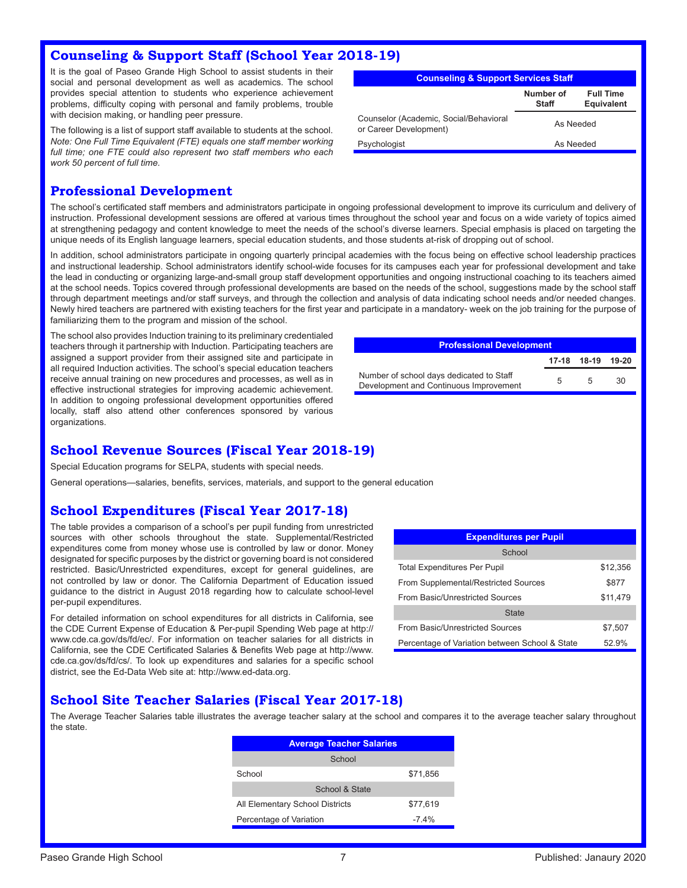## Counseling & Support Staff (School Year 2018-19)

It is the goal of Paseo Grande High School to assist students in their social and personal development as well as academics. The school provides special attention to students who experience achievement problems, difficulty coping with personal and family problems, trouble with decision making, or handling peer pressure.

The following is a list of support staff available to students at the school. *Note: One Full Time Equivalent (FTE) equals one staff member working full time; one FTE could also represent two staff members who each work 50 percent of full time.*

| Counseling & Support Services Staff | | |
|---|---|---|
| | Number of Staff | Full Time Equivalent |
| Counselor (Academic, Social/Behavioral or Career Development) | As Needed | |
| Psychologist | As Needed | |

## Professional Development

The school's certificated staff members and administrators participate in ongoing professional development to improve its curriculum and delivery of instruction. Professional development sessions are offered at various times throughout the school year and focus on a wide variety of topics aimed at strengthening pedagogy and content knowledge to meet the needs of the school's diverse learners. Special emphasis is placed on targeting the unique needs of its English language learners, special education students, and those students at-risk of dropping out of school.

In addition, school administrators participate in ongoing quarterly principal academies with the focus being on effective school leadership practices and instructional leadership. School administrators identify school-wide focuses for its campuses each year for professional development and take the lead in conducting or organizing large-and-small group staff development opportunities and ongoing instructional coaching to its teachers aimed at the school needs. Topics covered through professional developments are based on the needs of the school, suggestions made by the school staff through department meetings and/or staff surveys, and through the collection and analysis of data indicating school needs and/or needed changes. Newly hired teachers are partnered with existing teachers for the first year and participate in a mandatory- week on the job training for the purpose of familiarizing them to the program and mission of the school.

The school also provides Induction training to its preliminary credentialed teachers through it partnership with Induction. Participating teachers are assigned a support provider from their assigned site and participate in all required Induction activities. The school's special education teachers receive annual training on new procedures and processes, as well as in effective instructional strategies for improving academic achievement. In addition to ongoing professional development opportunities offered locally, staff also attend other conferences sponsored by various organizations.

| Professional Development | 17-18 | 18-19 | 19-20 |
|---|---|---|---|
| Number of school days dedicated to Staff Development and Continuous Improvement | 5 | 5 | 30 |

## School Revenue Sources (Fiscal Year 2018-19)

Special Education programs for SELPA, students with special needs.

General operations—salaries, benefits, services, materials, and support to the general education

## School Expenditures (Fiscal Year 2017-18)

The table provides a comparison of a school's per pupil funding from unrestricted sources with other schools throughout the state. Supplemental/Restricted expenditures come from money whose use is controlled by law or donor. Money designated for specific purposes by the district or governing board is not considered restricted. Basic/Unrestricted expenditures, except for general guidelines, are not controlled by law or donor. The California Department of Education issued guidance to the district in August 2018 regarding how to calculate school-level per-pupil expenditures.

For detailed information on school expenditures for all districts in California, see the CDE Current Expense of Education & Per-pupil Spending Web page at http://www.cde.ca.gov/ds/fd/ec/. For information on teacher salaries for all districts in California, see the CDE Certificated Salaries & Benefits Web page at http://www.cde.ca.gov/ds/fd/cs/. To look up expenditures and salaries for a specific school district, see the Ed-Data Web site at: http://www.ed-data.org.

| Expenditures per Pupil | |
|---|---|
| **School** | |
| Total Expenditures Per Pupil | $12,356 |
| From Supplemental/Restricted Sources | $877 |
| From Basic/Unrestricted Sources | $11,479 |
| **State** | |
| From Basic/Unrestricted Sources | $7,507 |
| Percentage of Variation between School & State | 52.9% |

## School Site Teacher Salaries (Fiscal Year 2017-18)

The Average Teacher Salaries table illustrates the average teacher salary at the school and compares it to the average teacher salary throughout the state.

| Average Teacher Salaries | |
|---|---|
| **School** | |
| School | $71,856 |
| **School & State** | |
| All Elementary School Districts | $77,619 |
| Percentage of Variation | -7.4% |